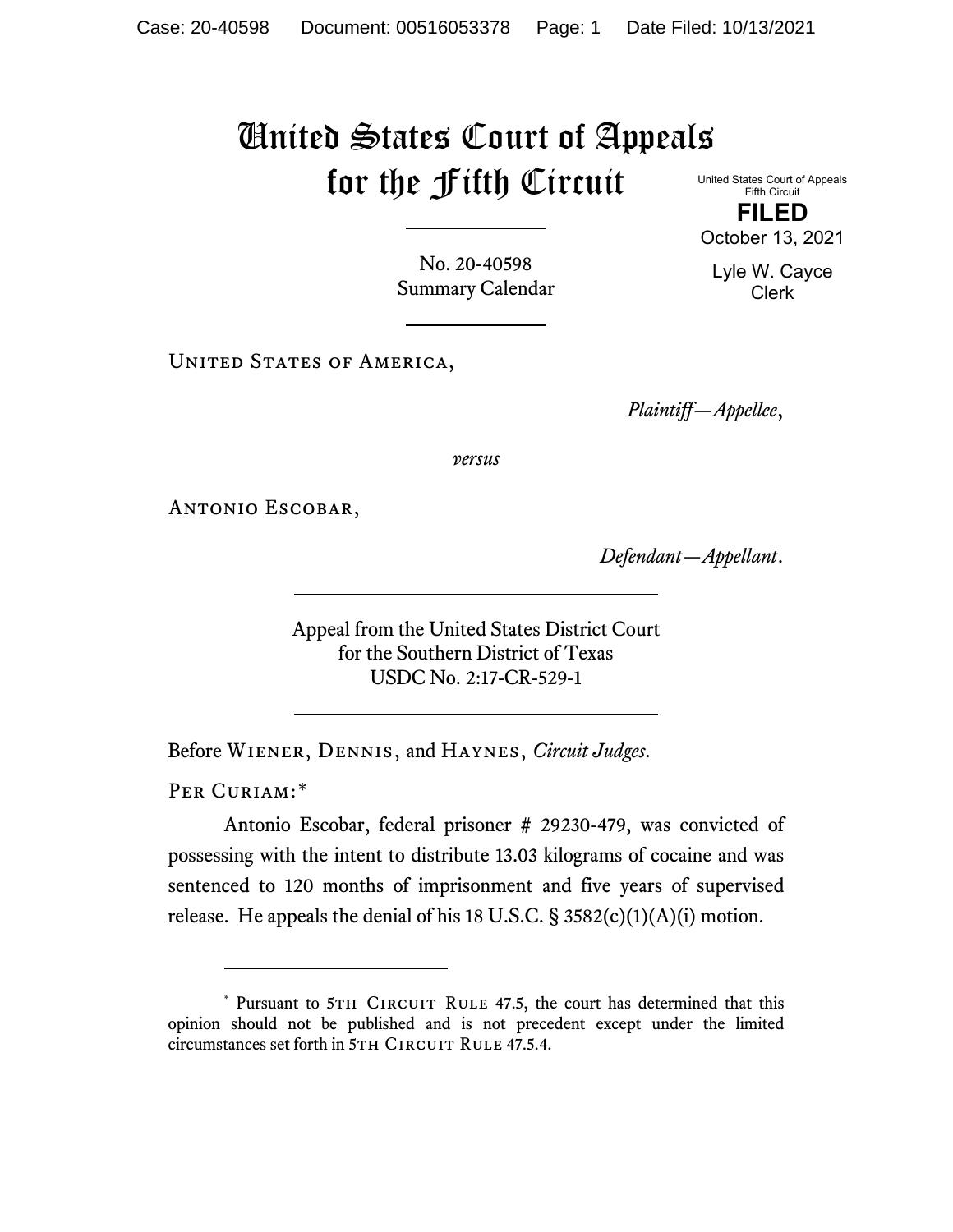# United States Court of Appeals for the Fifth Circuit

United States Court of Appeals
Fifth Circuit

**FILED**

October 13, 2021

Lyle W. Cayce
Clerk

No. 20-40598
Summary Calendar

United States of America,

*Plaintiff—Appellee*,

*versus*

Antonio Escobar,

*Defendant—Appellant*.

Appeal from the United States District Court
for the Southern District of Texas
USDC No. 2:17-CR-529-1

Before Wiener, Dennis, and Haynes, *Circuit Judges*.

Per Curiam:*

Antonio Escobar, federal prisoner # 29230-479, was convicted of possessing with the intent to distribute 13.03 kilograms of cocaine and was sentenced to 120 months of imprisonment and five years of supervised release. He appeals the denial of his 18 U.S.C. § 3582(c)(1)(A)(i) motion.

---

* Pursuant to 5th Circuit Rule 47.5, the court has determined that this opinion should not be published and is not precedent except under the limited circumstances set forth in 5th Circuit Rule 47.5.4.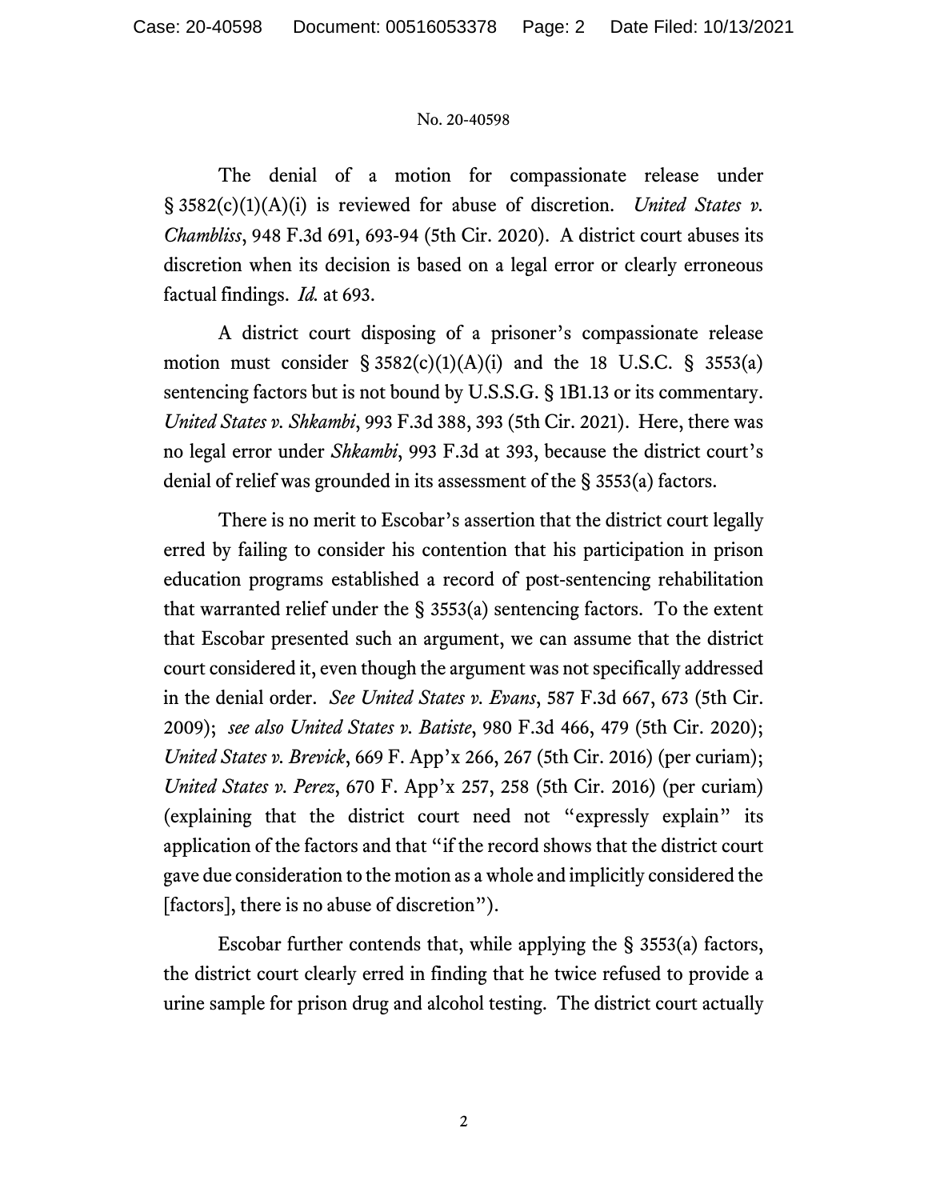The denial of a motion for compassionate release under § 3582(c)(1)(A)(i) is reviewed for abuse of discretion. *United States v. Chambliss*, 948 F.3d 691, 693-94 (5th Cir. 2020). A district court abuses its discretion when its decision is based on a legal error or clearly erroneous factual findings. *Id.* at 693.

A district court disposing of a prisoner's compassionate release motion must consider § 3582(c)(1)(A)(i) and the 18 U.S.C. § 3553(a) sentencing factors but is not bound by U.S.S.G. § 1B1.13 or its commentary. *United States v. Shkambi*, 993 F.3d 388, 393 (5th Cir. 2021). Here, there was no legal error under *Shkambi*, 993 F.3d at 393, because the district court's denial of relief was grounded in its assessment of the § 3553(a) factors.

There is no merit to Escobar's assertion that the district court legally erred by failing to consider his contention that his participation in prison education programs established a record of post-sentencing rehabilitation that warranted relief under the § 3553(a) sentencing factors. To the extent that Escobar presented such an argument, we can assume that the district court considered it, even though the argument was not specifically addressed in the denial order. *See United States v. Evans*, 587 F.3d 667, 673 (5th Cir. 2009); *see also United States v. Batiste*, 980 F.3d 466, 479 (5th Cir. 2020); *United States v. Brevick*, 669 F. App'x 266, 267 (5th Cir. 2016) (per curiam); *United States v. Perez*, 670 F. App'x 257, 258 (5th Cir. 2016) (per curiam) (explaining that the district court need not "expressly explain" its application of the factors and that "if the record shows that the district court gave due consideration to the motion as a whole and implicitly considered the [factors], there is no abuse of discretion").

Escobar further contends that, while applying the § 3553(a) factors, the district court clearly erred in finding that he twice refused to provide a urine sample for prison drug and alcohol testing. The district court actually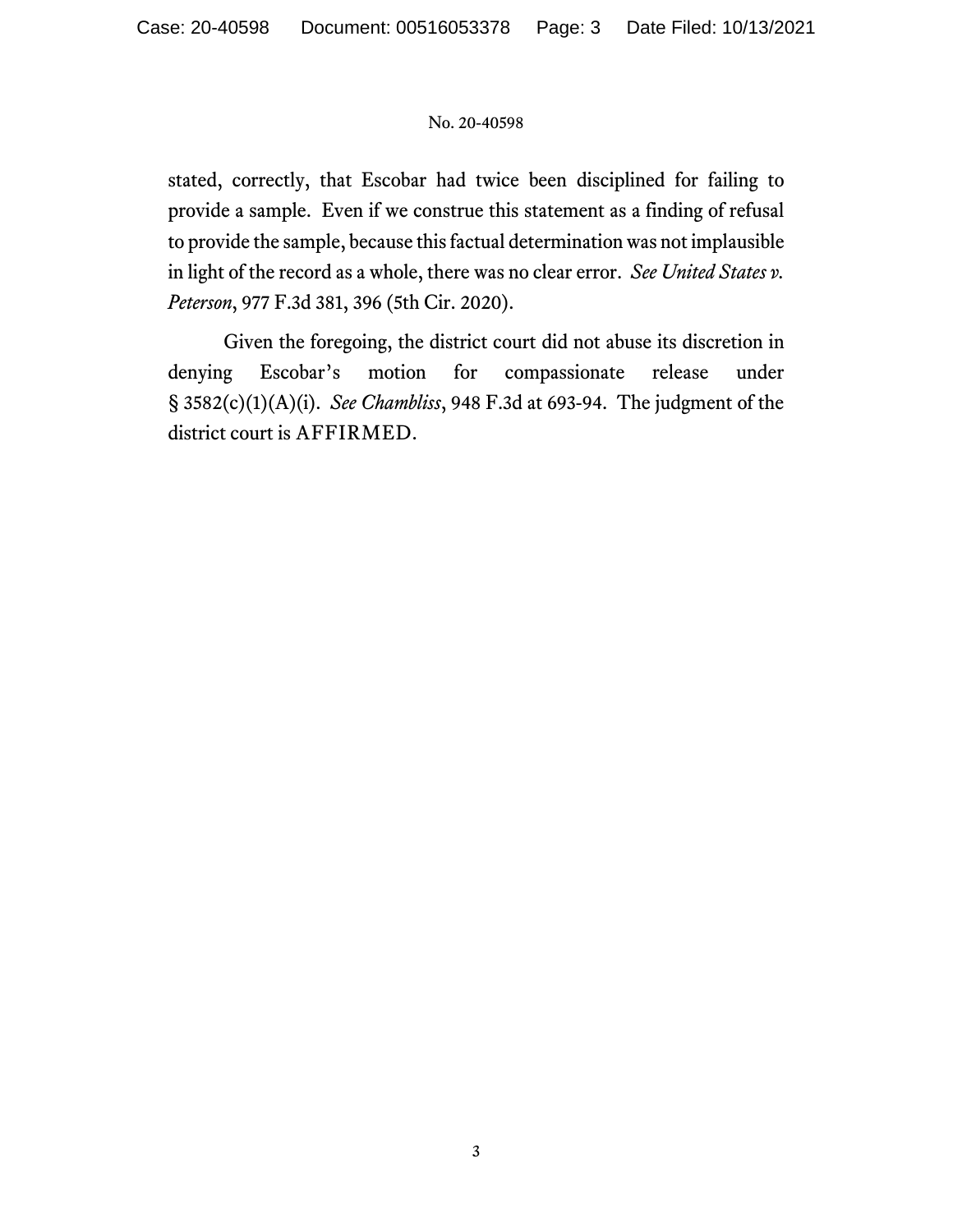stated, correctly, that Escobar had twice been disciplined for failing to provide a sample. Even if we construe this statement as a finding of refusal to provide the sample, because this factual determination was not implausible in light of the record as a whole, there was no clear error. *See United States v. Peterson*, 977 F.3d 381, 396 (5th Cir. 2020).

Given the foregoing, the district court did not abuse its discretion in denying Escobar's motion for compassionate release under § 3582(c)(1)(A)(i). *See Chambliss*, 948 F.3d at 693-94. The judgment of the district court is AFFIRMED.